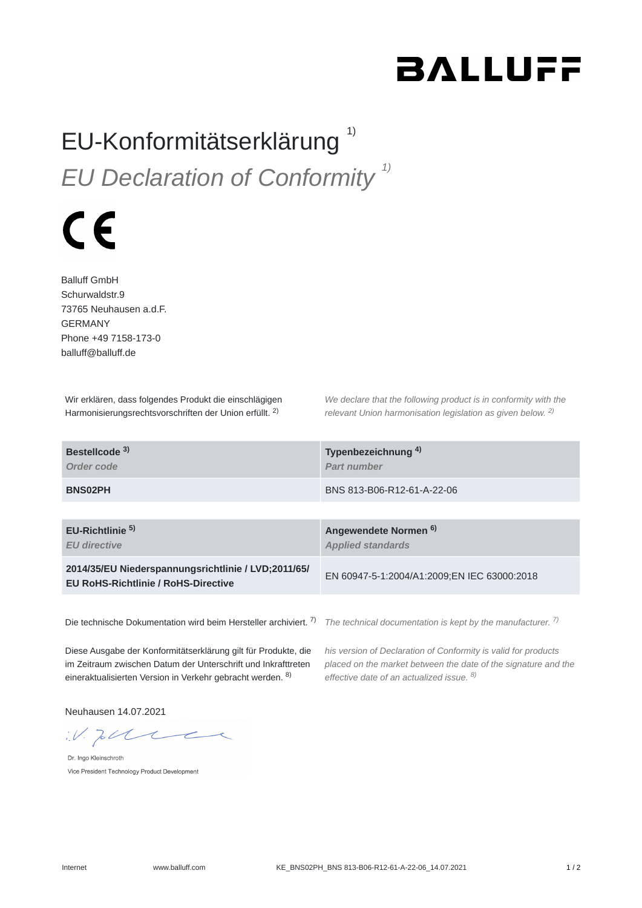# EU-Konformitätserklärung [1)]

*EU Declaration of Conformity [1)]*

Balluff GmbH
Schurwaldstr.9
73765 Neuhausen a.d.F.
GERMANY
Phone +49 7158-173-0
balluff@balluff.de

Wir erklären, dass folgendes Produkt die einschlägigen Harmonisierungsrechtsvorschriften der Union erfüllt. [2)]

*We declare that the following product is in conformity with the relevant Union harmonisation legislation as given below. [2)]*

| **Bestellcode [3)]** *Order code* | **Typenbezeichnung [4)]** *Part number* |
|---|---|
| **BNS02PH** | BNS 813-B06-R12-61-A-22-06 |

| **EU-Richtlinie [5)]** *EU directive* | **Angewendete Normen [6)]** *Applied standards* |
|---|---|
| **2014/35/EU Niederspannungsrichtlinie / LVD;2011/65/ EU RoHS-Richtlinie / RoHS-Directive** | EN 60947-5-1:2004/A1:2009;EN IEC 63000:2018 |

Die technische Dokumentation wird beim Hersteller archiviert. [7)]

*The technical documentation is kept by the manufacturer. [7)]*

Diese Ausgabe der Konformitätserklärung gilt für Produkte, die im Zeitraum zwischen Datum der Unterschrift und Inkrafttreten eineraktualisierten Version in Verkehr gebracht werden. [8)]

*his version of Declaration of Conformity is valid for products placed on the market between the date of the signature and the effective date of an actualized issue. [8)]*

Neuhausen 14.07.2021

i.V.

Dr. Ingo Kleinschroth
Vice President Technology Product Development

Internet www.balluff.com KE_BNS02PH_BNS 813-B06-R12-61-A-22-06_14.07.2021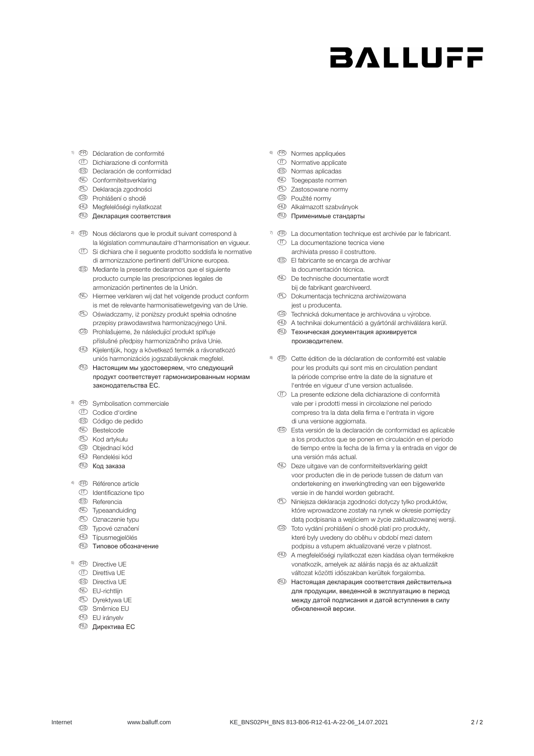BALLUFF

1) (FR) Déclaration de conformité
(IT) Dichiarazione di conformità
(ES) Declaración de conformidad
(NL) Conformiteitsverklaring
(PL) Deklaracja zgodności
(CS) Prohlášení o shodě
(HU) Megfelelőségi nyilatkozat
(RU) Декларация соответствия

2) (FR) Nous déclarons que le produit suivant correspond à la législation communautaire d'harmonisation en vigueur.
(IT) Si dichiara che il seguente prodotto soddisfa le normative di armonizzazione pertinenti dell'Unione europea.
(ES) Mediante la presente declaramos que el siguiente producto cumple las prescripciones legales de armonización pertinentes de la Unión.
(NL) Hiermee verklaren wij dat het volgende product conform is met de relevante harmonisatiewetgeving van de Unie.
(PL) Oświadczamy, iż poniższy produkt spełnia odnośne przepisy prawodawstwa harmonizacyjnego Unii.
(CS) Prohlašujeme, že následující produkt splňuje příslušné předpisy harmonizačního práva Unie.
(HU) Kijelentjük, hogy a következő termék a rávonatkozó uniós harmonizációs jogszabályoknak megfelel.
(RU) Настоящим мы удостоверяем, что следующий продукт соответствует гармонизированным нормам законодательства ЕС.

3) (FR) Symbolisation commerciale
(IT) Codice d'ordine
(ES) Código de pedido
(NL) Bestelcode
(PL) Kod artykułu
(CS) Objednací kód
(HU) Rendelési kód
(RU) Код заказа

4) (FR) Référence article
(IT) Identificazione tipo
(ES) Referencia
(NL) Typeaanduiding
(PL) Oznaczenie typu
(CS) Typové označení
(HU) Típusmegjelölés
(RU) Типовое обозначение

5) (FR) Directive UE
(IT) Direttiva UE
(ES) Directiva UE
(NL) EU-richtlijn
(PL) Dyrektywa UE
(CS) Směrnice EU
(HU) EU irányelv
(RU) Директива ЕС

6) (FR) Normes appliquées
(IT) Normative applicate
(ES) Normas aplicadas
(NL) Toegepaste normen
(PL) Zastosowane normy
(CS) Použité normy
(HU) Alkalmazott szabványok
(RU) Применимые стандарты

7) (FR) La documentation technique est archivée par le fabricant.
(IT) La documentazione tecnica viene archiviata presso il costruttore.
(ES) El fabricante se encarga de archivar la documentación técnica.
(NL) De technische documentatie wordt bij de fabrikant gearchiveerd.
(PL) Dokumentacja techniczna archiwizowana jest u producenta.
(CS) Technická dokumentace je archivována u výrobce.
(HU) A technikai dokumentáció a gyártónál archiválásra kerül.
(RU) Техническая документация архивируется производителем.

8) (FR) Cette édition de la déclaration de conformité est valable pour les produits qui sont mis en circulation pendant la période comprise entre la date de la signature et l'entrée en vigueur d'une version actualisée.
(IT) La presente edizione della dichiarazione di conformità vale per i prodotti messi in circolazione nel periodo compreso tra la data della firma e l'entrata in vigore di una versione aggiornata.
(ES) Esta versión de la declaración de conformidad es aplicable a los productos que se ponen en circulación en el período de tiempo entre la fecha de la firma y la entrada en vigor de una versión más actual.
(NL) Deze uitgave van de conformiteitsverklaring geldt voor producten die in de periode tussen de datum van ondertekening en inwerkingtreding van een bijgewerkte versie in de handel worden gebracht.
(PL) Niniejsza deklaracja zgodności dotyczy tylko produktów, które wprowadzone zostały na rynek w okresie pomiędzy datą podpisania a wejściem w życie zaktualizowanej wersji.
(CS) Toto vydání prohlášení o shodě platí pro produkty, které byly uvedeny do oběhu v období mezi datem podpisu a vstupem aktualizované verze v platnost.
(HU) A megfelelőségi nyilatkozat ezen kiadása olyan termékekre vonatkozik, amelyek az aláírás napja és az aktualizált változat közötti időszakban kerültek forgalomba.
(RU) Настоящая декларация соответствия действительна для продукции, введенной в эксплуатацию в период между датой подписания и датой вступления в силу обновленной версии.

Internet www.balluff.com KE_BNS02PH_BNS 813-B06-R12-61-A-22-06_14.07.2021